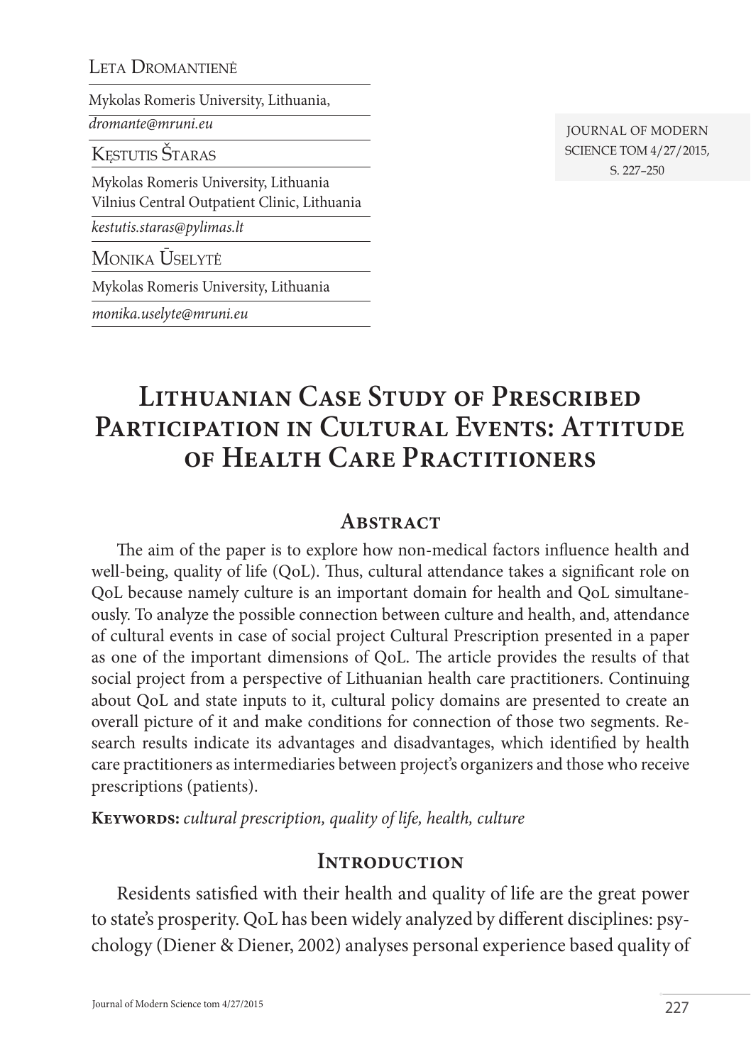Leta Dromantienė

Mykolas Romeris University, Lithuania,

*dromante@mruni.eu*

Kęstutis Štaras

Mykolas Romeris University, Lithuania
Vilnius Central Outpatient Clinic, Lithuania

*kestutis.staras@pylimas.lt*

Monika Ūselytė

Mykolas Romeris University, Lithuania

*monika.uselyte@mruni.eu*

# Lithuanian Case Study of Prescribed Participation in Cultural Events: Attitude of Health Care Practitioners

## Abstract

The aim of the paper is to explore how non-medical factors influence health and well-being, quality of life (QoL). Thus, cultural attendance takes a significant role on QoL because namely culture is an important domain for health and QoL simultaneously. To analyze the possible connection between culture and health, and, attendance of cultural events in case of social project Cultural Prescription presented in a paper as one of the important dimensions of QoL. The article provides the results of that social project from a perspective of Lithuanian health care practitioners. Continuing about QoL and state inputs to it, cultural policy domains are presented to create an overall picture of it and make conditions for connection of those two segments. Research results indicate its advantages and disadvantages, which identified by health care practitioners as intermediaries between project's organizers and those who receive prescriptions (patients).

**Keywords:** *cultural prescription, quality of life, health, culture*

## Introduction

Residents satisfied with their health and quality of life are the great power to state's prosperity. QoL has been widely analyzed by different disciplines: psychology (Diener & Diener, 2002) analyses personal experience based quality of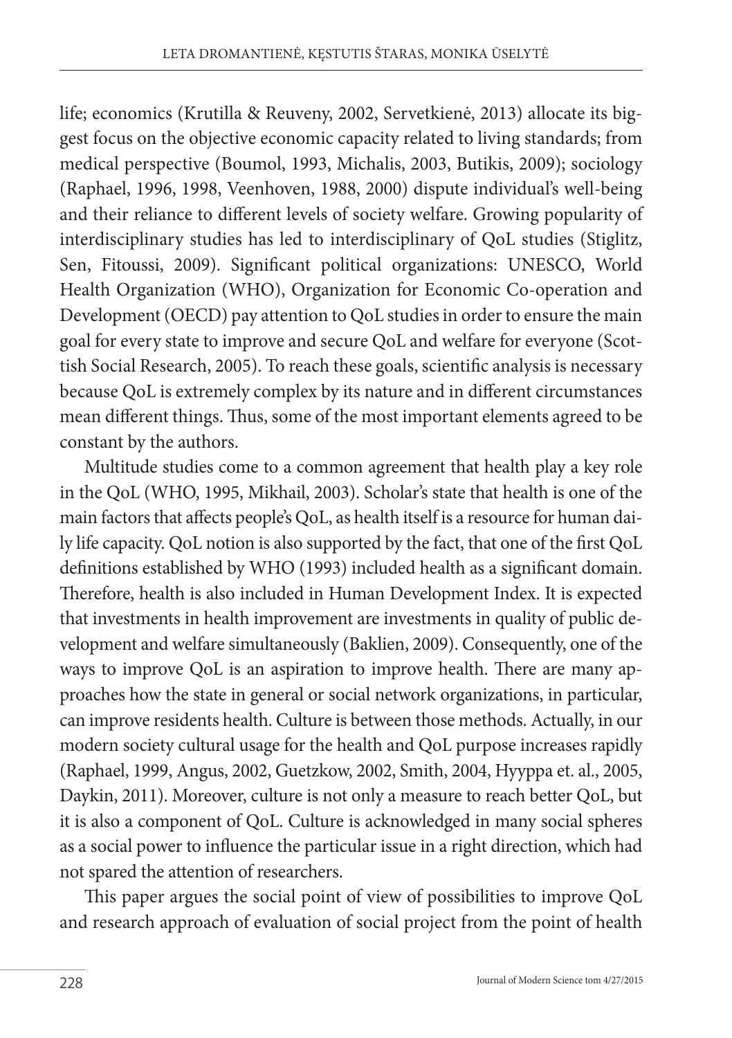life; economics (Krutilla & Reuveny, 2002, Servetkienė, 2013) allocate its biggest focus on the objective economic capacity related to living standards; from medical perspective (Boumol, 1993, Michalis, 2003, Butikis, 2009); sociology (Raphael, 1996, 1998, Veenhoven, 1988, 2000) dispute individual's well-being and their reliance to different levels of society welfare. Growing popularity of interdisciplinary studies has led to interdisciplinary of QoL studies (Stiglitz, Sen, Fitoussi, 2009). Significant political organizations: UNESCO, World Health Organization (WHO), Organization for Economic Co-operation and Development (OECD) pay attention to QoL studies in order to ensure the main goal for every state to improve and secure QoL and welfare for everyone (Scottish Social Research, 2005). To reach these goals, scientific analysis is necessary because QoL is extremely complex by its nature and in different circumstances mean different things. Thus, some of the most important elements agreed to be constant by the authors.

Multitude studies come to a common agreement that health play a key role in the QoL (WHO, 1995, Mikhail, 2003). Scholar's state that health is one of the main factors that affects people's QoL, as health itself is a resource for human daily life capacity. QoL notion is also supported by the fact, that one of the first QoL definitions established by WHO (1993) included health as a significant domain. Therefore, health is also included in Human Development Index. It is expected that investments in health improvement are investments in quality of public development and welfare simultaneously (Baklien, 2009). Consequently, one of the ways to improve QoL is an aspiration to improve health. There are many approaches how the state in general or social network organizations, in particular, can improve residents health. Culture is between those methods. Actually, in our modern society cultural usage for the health and QoL purpose increases rapidly (Raphael, 1999, Angus, 2002, Guetzkow, 2002, Smith, 2004, Hyyppa et. al., 2005, Daykin, 2011). Moreover, culture is not only a measure to reach better QoL, but it is also a component of QoL. Culture is acknowledged in many social spheres as a social power to influence the particular issue in a right direction, which had not spared the attention of researchers.

This paper argues the social point of view of possibilities to improve QoL and research approach of evaluation of social project from the point of health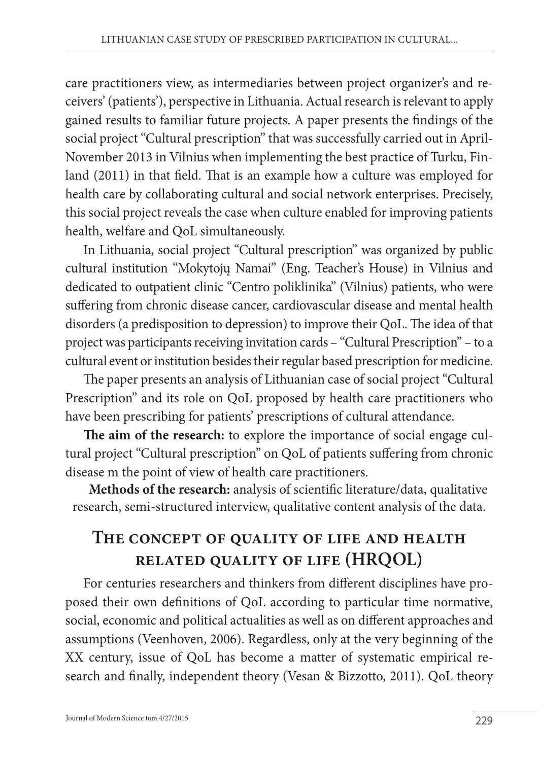care practitioners view, as intermediaries between project organizer's and receivers' (patients'), perspective in Lithuania. Actual research is relevant to apply gained results to familiar future projects. A paper presents the findings of the social project "Cultural prescription" that was successfully carried out in April-November 2013 in Vilnius when implementing the best practice of Turku, Finland (2011) in that field. That is an example how a culture was employed for health care by collaborating cultural and social network enterprises. Precisely, this social project reveals the case when culture enabled for improving patients health, welfare and QoL simultaneously.

In Lithuania, social project "Cultural prescription" was organized by public cultural institution "Mokytojų Namai" (Eng. Teacher's House) in Vilnius and dedicated to outpatient clinic "Centro poliklinika" (Vilnius) patients, who were suffering from chronic disease cancer, cardiovascular disease and mental health disorders (a predisposition to depression) to improve their QoL. The idea of that project was participants receiving invitation cards – "Cultural Prescription" – to a cultural event or institution besides their regular based prescription for medicine.

The paper presents an analysis of Lithuanian case of social project "Cultural Prescription" and its role on QoL proposed by health care practitioners who have been prescribing for patients' prescriptions of cultural attendance.

**The aim of the research:** to explore the importance of social engage cultural project "Cultural prescription" on QoL of patients suffering from chronic disease m the point of view of health care practitioners.

**Methods of the research:** analysis of scientific literature/data, qualitative research, semi-structured interview, qualitative content analysis of the data.

## The concept of quality of life and health related quality of life (HRQOL)

For centuries researchers and thinkers from different disciplines have proposed their own definitions of QoL according to particular time normative, social, economic and political actualities as well as on different approaches and assumptions (Veenhoven, 2006). Regardless, only at the very beginning of the XX century, issue of QoL has become a matter of systematic empirical research and finally, independent theory (Vesan & Bizzotto, 2011). QoL theory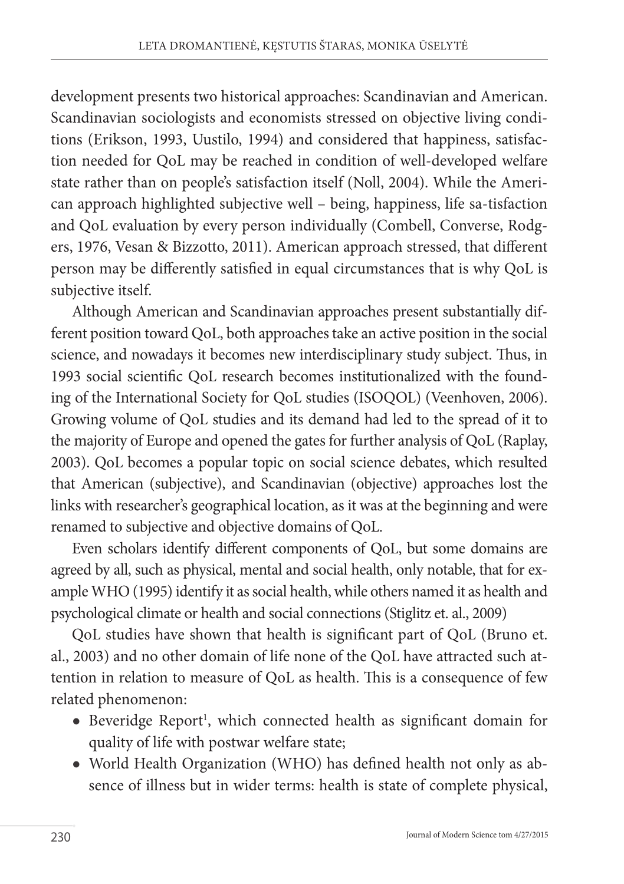development presents two historical approaches: Scandinavian and American. Scandinavian sociologists and economists stressed on objective living conditions (Erikson, 1993, Uustilo, 1994) and considered that happiness, satisfaction needed for QoL may be reached in condition of well-developed welfare state rather than on people's satisfaction itself (Noll, 2004). While the American approach highlighted subjective well – being, happiness, life sa-tisfaction and QoL evaluation by every person individually (Combell, Converse, Rodgers, 1976, Vesan & Bizzotto, 2011). American approach stressed, that different person may be differently satisfied in equal circumstances that is why QoL is subjective itself.

Although American and Scandinavian approaches present substantially different position toward QoL, both approaches take an active position in the social science, and nowadays it becomes new interdisciplinary study subject. Thus, in 1993 social scientific QoL research becomes institutionalized with the founding of the International Society for QoL studies (ISOQOL) (Veenhoven, 2006). Growing volume of QoL studies and its demand had led to the spread of it to the majority of Europe and opened the gates for further analysis of QoL (Raplay, 2003). QoL becomes a popular topic on social science debates, which resulted that American (subjective), and Scandinavian (objective) approaches lost the links with researcher's geographical location, as it was at the beginning and were renamed to subjective and objective domains of QoL.

Even scholars identify different components of QoL, but some domains are agreed by all, such as physical, mental and social health, only notable, that for example WHO (1995) identify it as social health, while others named it as health and psychological climate or health and social connections (Stiglitz et. al., 2009)

QoL studies have shown that health is significant part of QoL (Bruno et. al., 2003) and no other domain of life none of the QoL have attracted such attention in relation to measure of QoL as health. This is a consequence of few related phenomenon:

- Beveridge Report[1], which connected health as significant domain for quality of life with postwar welfare state;
- World Health Organization (WHO) has defined health not only as absence of illness but in wider terms: health is state of complete physical,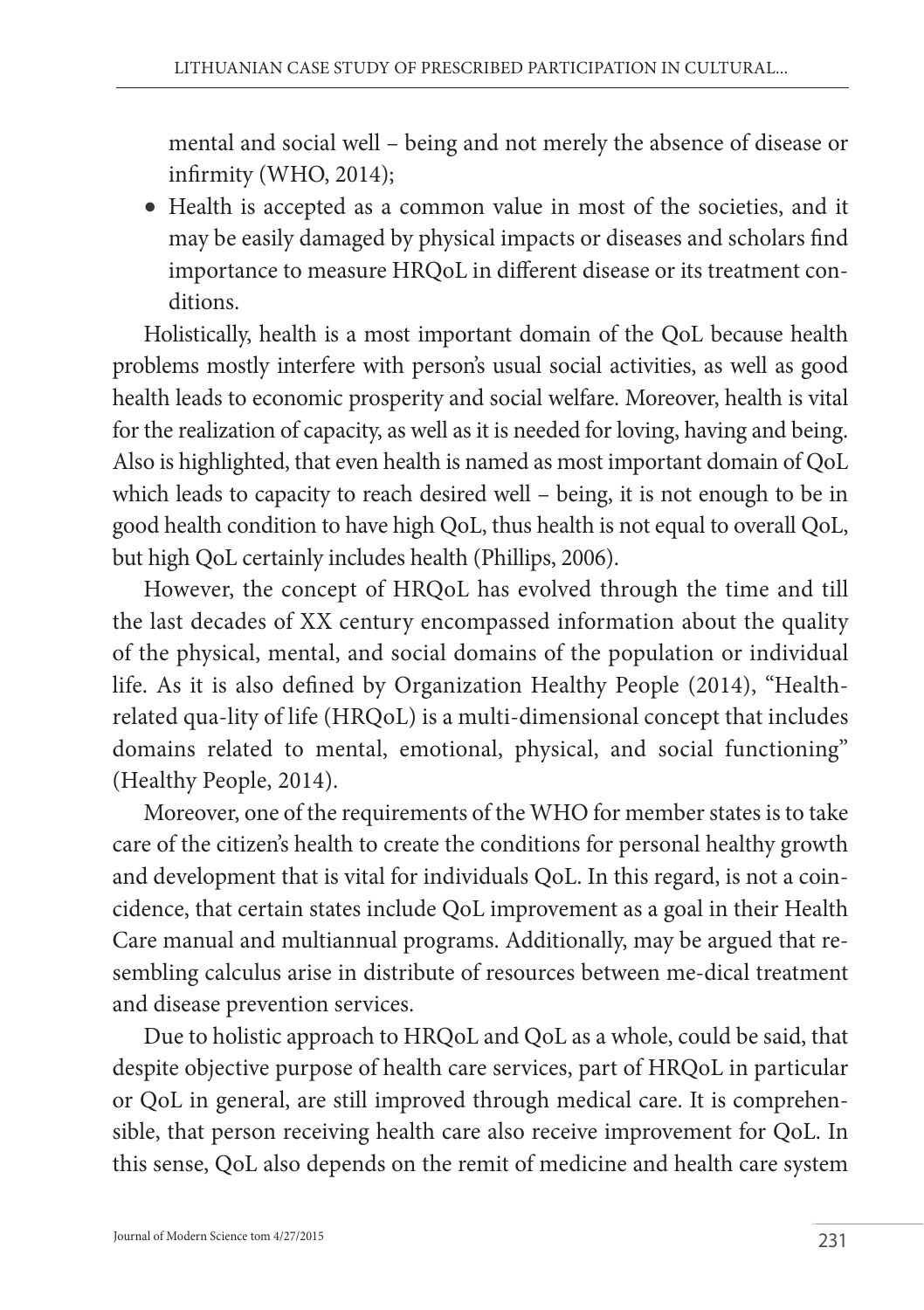mental and social well – being and not merely the absence of disease or infirmity (WHO, 2014);

- Health is accepted as a common value in most of the societies, and it may be easily damaged by physical impacts or diseases and scholars find importance to measure HRQoL in different disease or its treatment conditions.

Holistically, health is a most important domain of the QoL because health problems mostly interfere with person's usual social activities, as well as good health leads to economic prosperity and social welfare. Moreover, health is vital for the realization of capacity, as well as it is needed for loving, having and being. Also is highlighted, that even health is named as most important domain of QoL which leads to capacity to reach desired well – being, it is not enough to be in good health condition to have high QoL, thus health is not equal to overall QoL, but high QoL certainly includes health (Phillips, 2006).

However, the concept of HRQoL has evolved through the time and till the last decades of XX century encompassed information about the quality of the physical, mental, and social domains of the population or individual life. As it is also defined by Organization Healthy People (2014), "Health-related qua-lity of life (HRQoL) is a multi-dimensional concept that includes domains related to mental, emotional, physical, and social functioning" (Healthy People, 2014).

Moreover, one of the requirements of the WHO for member states is to take care of the citizen's health to create the conditions for personal healthy growth and development that is vital for individuals QoL. In this regard, is not a coincidence, that certain states include QoL improvement as a goal in their Health Care manual and multiannual programs. Additionally, may be argued that resembling calculus arise in distribute of resources between me-dical treatment and disease prevention services.

Due to holistic approach to HRQoL and QoL as a whole, could be said, that despite objective purpose of health care services, part of HRQoL in particular or QoL in general, are still improved through medical care. It is comprehensible, that person receiving health care also receive improvement for QoL. In this sense, QoL also depends on the remit of medicine and health care system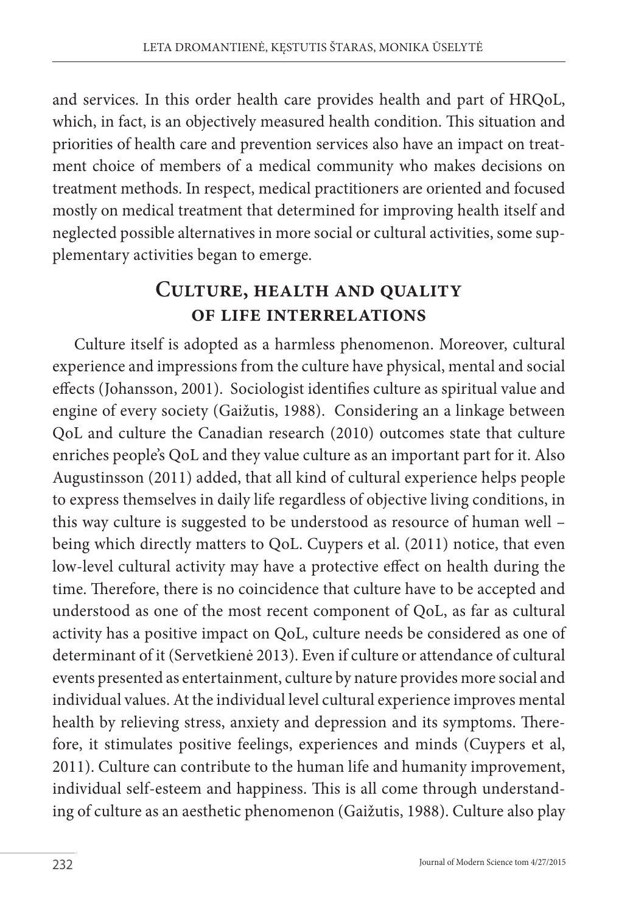and services. In this order health care provides health and part of HRQoL, which, in fact, is an objectively measured health condition. This situation and priorities of health care and prevention services also have an impact on treatment choice of members of a medical community who makes decisions on treatment methods. In respect, medical practitioners are oriented and focused mostly on medical treatment that determined for improving health itself and neglected possible alternatives in more social or cultural activities, some supplementary activities began to emerge.

## Culture, health and quality of life interrelations

Culture itself is adopted as a harmless phenomenon. Moreover, cultural experience and impressions from the culture have physical, mental and social effects (Johansson, 2001). Sociologist identifies culture as spiritual value and engine of every society (Gaižutis, 1988). Considering an a linkage between QoL and culture the Canadian research (2010) outcomes state that culture enriches people's QoL and they value culture as an important part for it. Also Augustinsson (2011) added, that all kind of cultural experience helps people to express themselves in daily life regardless of objective living conditions, in this way culture is suggested to be understood as resource of human well – being which directly matters to QoL. Cuypers et al. (2011) notice, that even low-level cultural activity may have a protective effect on health during the time. Therefore, there is no coincidence that culture have to be accepted and understood as one of the most recent component of QoL, as far as cultural activity has a positive impact on QoL, culture needs be considered as one of determinant of it (Servetkienė 2013). Even if culture or attendance of cultural events presented as entertainment, culture by nature provides more social and individual values. At the individual level cultural experience improves mental health by relieving stress, anxiety and depression and its symptoms. Therefore, it stimulates positive feelings, experiences and minds (Cuypers et al, 2011). Culture can contribute to the human life and humanity improvement, individual self-esteem and happiness. This is all come through understanding of culture as an aesthetic phenomenon (Gaižutis, 1988). Culture also play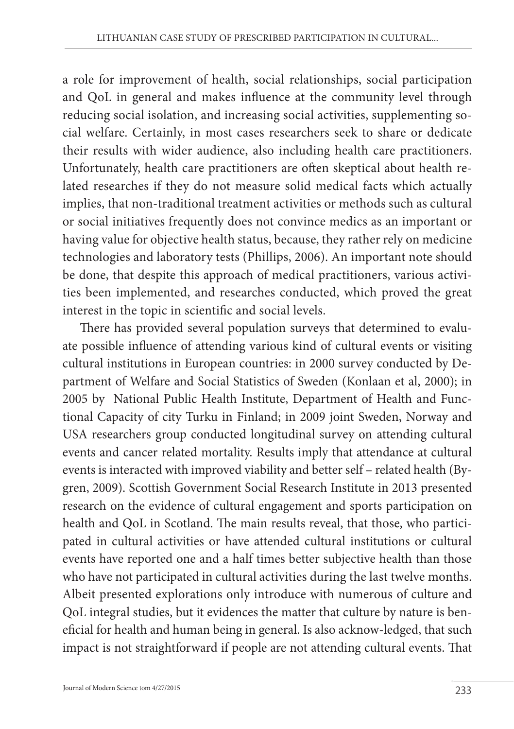a role for improvement of health, social relationships, social participation and QoL in general and makes influence at the community level through reducing social isolation, and increasing social activities, supplementing social welfare. Certainly, in most cases researchers seek to share or dedicate their results with wider audience, also including health care practitioners. Unfortunately, health care practitioners are often skeptical about health related researches if they do not measure solid medical facts which actually implies, that non-traditional treatment activities or methods such as cultural or social initiatives frequently does not convince medics as an important or having value for objective health status, because, they rather rely on medicine technologies and laboratory tests (Phillips, 2006). An important note should be done, that despite this approach of medical practitioners, various activities been implemented, and researches conducted, which proved the great interest in the topic in scientific and social levels.

There has provided several population surveys that determined to evaluate possible influence of attending various kind of cultural events or visiting cultural institutions in European countries: in 2000 survey conducted by Department of Welfare and Social Statistics of Sweden (Konlaan et al, 2000); in 2005 by National Public Health Institute, Department of Health and Functional Capacity of city Turku in Finland; in 2009 joint Sweden, Norway and USA researchers group conducted longitudinal survey on attending cultural events and cancer related mortality. Results imply that attendance at cultural events is interacted with improved viability and better self – related health (Bygren, 2009). Scottish Government Social Research Institute in 2013 presented research on the evidence of cultural engagement and sports participation on health and QoL in Scotland. The main results reveal, that those, who participated in cultural activities or have attended cultural institutions or cultural events have reported one and a half times better subjective health than those who have not participated in cultural activities during the last twelve months. Albeit presented explorations only introduce with numerous of culture and QoL integral studies, but it evidences the matter that culture by nature is beneficial for health and human being in general. Is also acknow-ledged, that such impact is not straightforward if people are not attending cultural events. That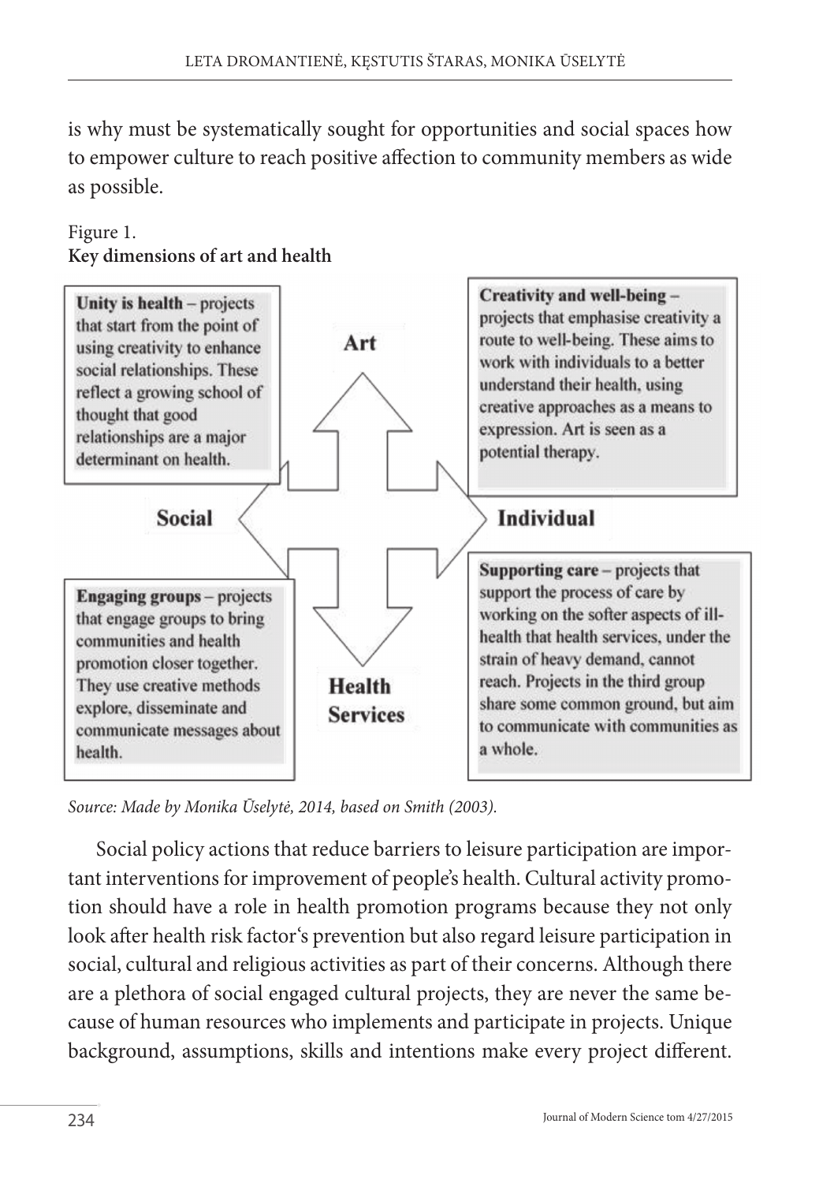is why must be systematically sought for opportunities and social spaces how to empower culture to reach positive affection to community members as wide as possible.

Figure 1.
**Key dimensions of art and health**

**Unity is health** – projects that start from the point of using creativity to enhance social relationships. These reflect a growing school of thought that good relationships are a major determinant on health.

**Creativity and well-being** – projects that emphasise creativity a route to well-being. These aims to work with individuals to a better understand their health, using creative approaches as a means to expression. Art is seen as a potential therapy.

Art

Social

Individual

Health Services

**Engaging groups** – projects that engage groups to bring communities and health promotion closer together. They use creative methods explore, disseminate and communicate messages about health.

**Supporting care** – projects that support the process of care by working on the softer aspects of ill-health that health services, under the strain of heavy demand, cannot reach. Projects in the third group share some common ground, but aim to communicate with communities as a whole.

*Source: Made by Monika Ūselytė, 2014, based on Smith (2003).*

Social policy actions that reduce barriers to leisure participation are important interventions for improvement of people's health. Cultural activity promotion should have a role in health promotion programs because they not only look after health risk factor's prevention but also regard leisure participation in social, cultural and religious activities as part of their concerns. Although there are a plethora of social engaged cultural projects, they are never the same because of human resources who implements and participate in projects. Unique background, assumptions, skills and intentions make every project different.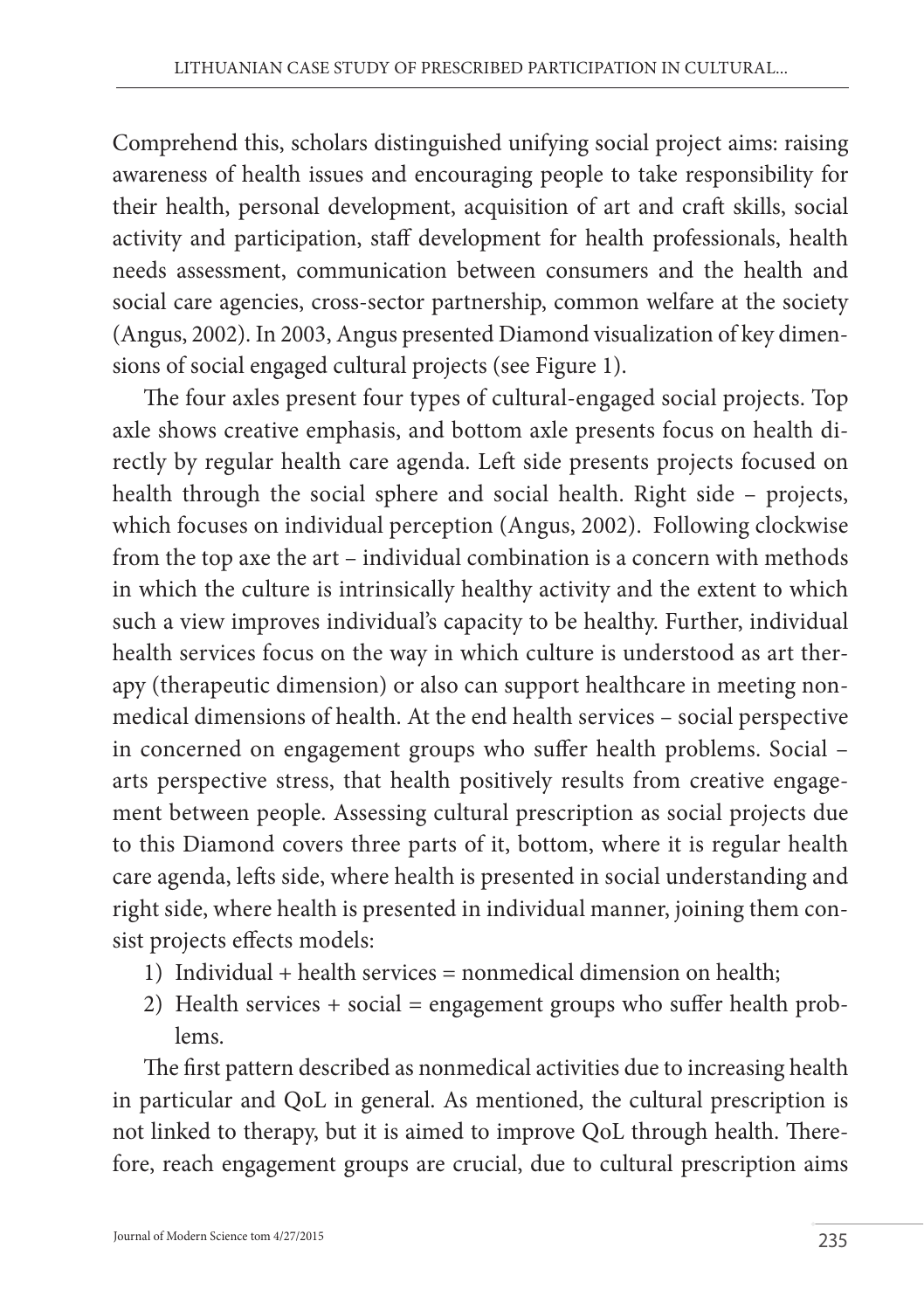Comprehend this, scholars distinguished unifying social project aims: raising awareness of health issues and encouraging people to take responsibility for their health, personal development, acquisition of art and craft skills, social activity and participation, staff development for health professionals, health needs assessment, communication between consumers and the health and social care agencies, cross-sector partnership, common welfare at the society (Angus, 2002). In 2003, Angus presented Diamond visualization of key dimensions of social engaged cultural projects (see Figure 1).

The four axles present four types of cultural-engaged social projects. Top axle shows creative emphasis, and bottom axle presents focus on health directly by regular health care agenda. Left side presents projects focused on health through the social sphere and social health. Right side – projects, which focuses on individual perception (Angus, 2002). Following clockwise from the top axe the art – individual combination is a concern with methods in which the culture is intrinsically healthy activity and the extent to which such a view improves individual's capacity to be healthy. Further, individual health services focus on the way in which culture is understood as art therapy (therapeutic dimension) or also can support healthcare in meeting nonmedical dimensions of health. At the end health services – social perspective in concerned on engagement groups who suffer health problems. Social – arts perspective stress, that health positively results from creative engagement between people. Assessing cultural prescription as social projects due to this Diamond covers three parts of it, bottom, where it is regular health care agenda, lefts side, where health is presented in social understanding and right side, where health is presented in individual manner, joining them consist projects effects models:

1) Individual + health services = nonmedical dimension on health;
2) Health services + social = engagement groups who suffer health problems.

The first pattern described as nonmedical activities due to increasing health in particular and QoL in general. As mentioned, the cultural prescription is not linked to therapy, but it is aimed to improve QoL through health. Therefore, reach engagement groups are crucial, due to cultural prescription aims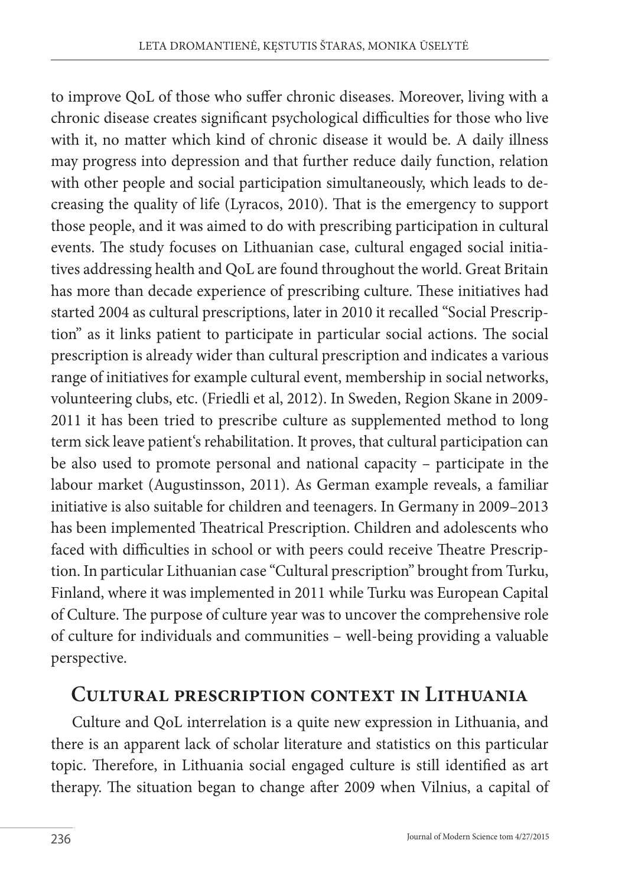to improve QoL of those who suffer chronic diseases. Moreover, living with a chronic disease creates significant psychological difficulties for those who live with it, no matter which kind of chronic disease it would be. A daily illness may progress into depression and that further reduce daily function, relation with other people and social participation simultaneously, which leads to decreasing the quality of life (Lyracos, 2010). That is the emergency to support those people, and it was aimed to do with prescribing participation in cultural events. The study focuses on Lithuanian case, cultural engaged social initiatives addressing health and QoL are found throughout the world. Great Britain has more than decade experience of prescribing culture. These initiatives had started 2004 as cultural prescriptions, later in 2010 it recalled "Social Prescription" as it links patient to participate in particular social actions. The social prescription is already wider than cultural prescription and indicates a various range of initiatives for example cultural event, membership in social networks, volunteering clubs, etc. (Friedli et al, 2012). In Sweden, Region Skane in 2009-2011 it has been tried to prescribe culture as supplemented method to long term sick leave patient's rehabilitation. It proves, that cultural participation can be also used to promote personal and national capacity – participate in the labour market (Augustinsson, 2011). As German example reveals, a familiar initiative is also suitable for children and teenagers. In Germany in 2009–2013 has been implemented Theatrical Prescription. Children and adolescents who faced with difficulties in school or with peers could receive Theatre Prescription. In particular Lithuanian case "Cultural prescription" brought from Turku, Finland, where it was implemented in 2011 while Turku was European Capital of Culture. The purpose of culture year was to uncover the comprehensive role of culture for individuals and communities – well-being providing a valuable perspective.

## Cultural prescription context in Lithuania

Culture and QoL interrelation is a quite new expression in Lithuania, and there is an apparent lack of scholar literature and statistics on this particular topic. Therefore, in Lithuania social engaged culture is still identified as art therapy. The situation began to change after 2009 when Vilnius, a capital of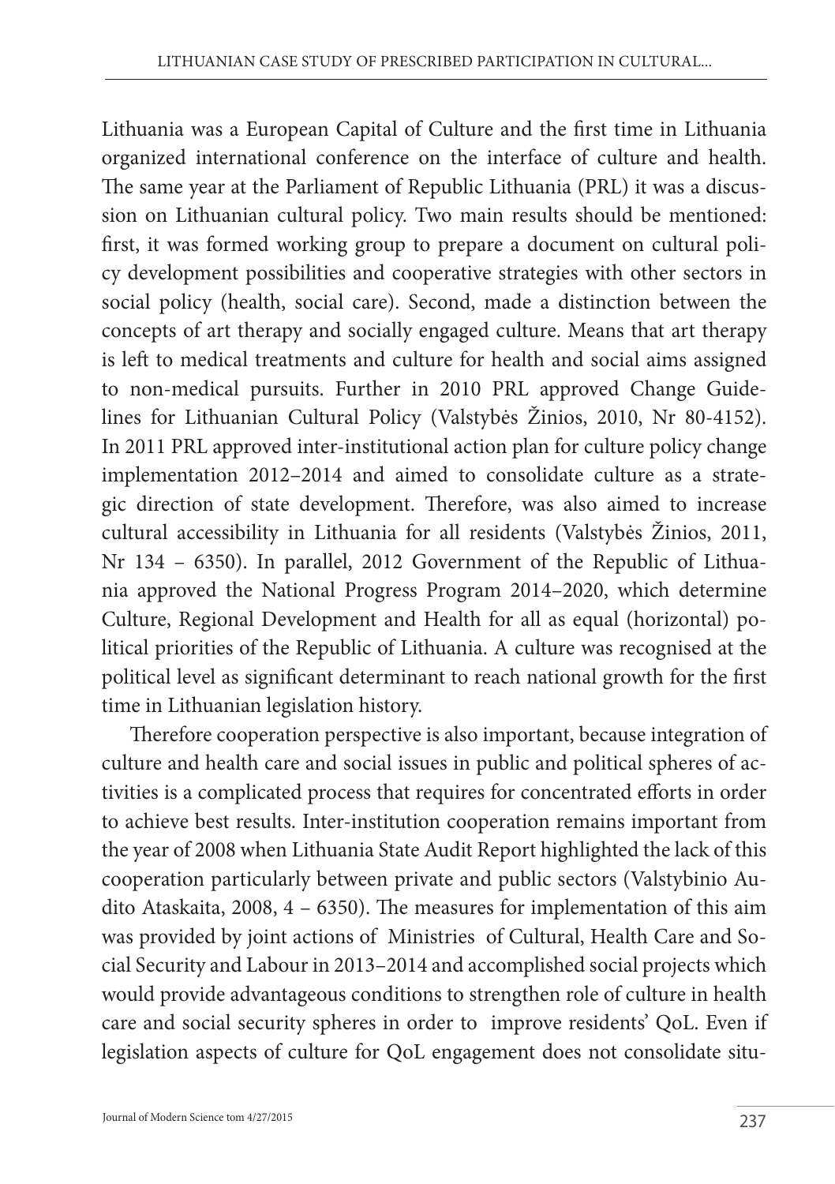Lithuania was a European Capital of Culture and the first time in Lithuania organized international conference on the interface of culture and health. The same year at the Parliament of Republic Lithuania (PRL) it was a discussion on Lithuanian cultural policy. Two main results should be mentioned: first, it was formed working group to prepare a document on cultural policy development possibilities and cooperative strategies with other sectors in social policy (health, social care). Second, made a distinction between the concepts of art therapy and socially engaged culture. Means that art therapy is left to medical treatments and culture for health and social aims assigned to non-medical pursuits. Further in 2010 PRL approved Change Guidelines for Lithuanian Cultural Policy (Valstybės Žinios, 2010, Nr 80-4152). In 2011 PRL approved inter-institutional action plan for culture policy change implementation 2012–2014 and aimed to consolidate culture as a strategic direction of state development. Therefore, was also aimed to increase cultural accessibility in Lithuania for all residents (Valstybės Žinios, 2011, Nr 134 – 6350). In parallel, 2012 Government of the Republic of Lithuania approved the National Progress Program 2014–2020, which determine Culture, Regional Development and Health for all as equal (horizontal) political priorities of the Republic of Lithuania. A culture was recognised at the political level as significant determinant to reach national growth for the first time in Lithuanian legislation history.

Therefore cooperation perspective is also important, because integration of culture and health care and social issues in public and political spheres of activities is a complicated process that requires for concentrated efforts in order to achieve best results. Inter-institution cooperation remains important from the year of 2008 when Lithuania State Audit Report highlighted the lack of this cooperation particularly between private and public sectors (Valstybinio Audito Ataskaita, 2008, 4 – 6350). The measures for implementation of this aim was provided by joint actions of Ministries of Cultural, Health Care and Social Security and Labour in 2013–2014 and accomplished social projects which would provide advantageous conditions to strengthen role of culture in health care and social security spheres in order to improve residents' QoL. Even if legislation aspects of culture for QoL engagement does not consolidate situ-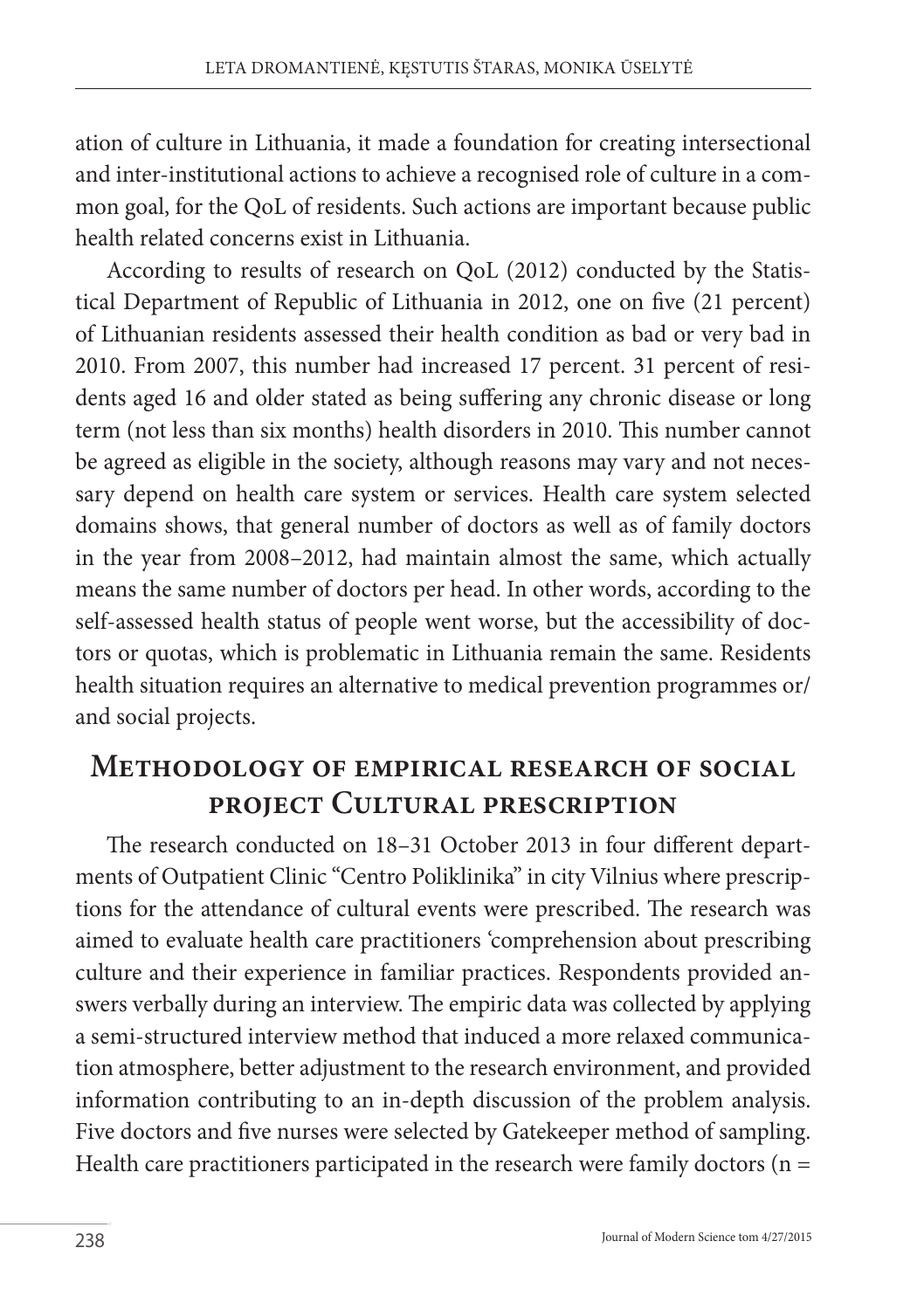ation of culture in Lithuania, it made a foundation for creating intersectional and inter-institutional actions to achieve a recognised role of culture in a common goal, for the QoL of residents. Such actions are important because public health related concerns exist in Lithuania.

According to results of research on QoL (2012) conducted by the Statistical Department of Republic of Lithuania in 2012, one on five (21 percent) of Lithuanian residents assessed their health condition as bad or very bad in 2010. From 2007, this number had increased 17 percent. 31 percent of residents aged 16 and older stated as being suffering any chronic disease or long term (not less than six months) health disorders in 2010. This number cannot be agreed as eligible in the society, although reasons may vary and not necessary depend on health care system or services. Health care system selected domains shows, that general number of doctors as well as of family doctors in the year from 2008–2012, had maintain almost the same, which actually means the same number of doctors per head. In other words, according to the self-assessed health status of people went worse, but the accessibility of doctors or quotas, which is problematic in Lithuania remain the same. Residents health situation requires an alternative to medical prevention programmes or/ and social projects.

## Methodology of empirical research of social project Cultural prescription

The research conducted on 18–31 October 2013 in four different departments of Outpatient Clinic "Centro Poliklinika" in city Vilnius where prescriptions for the attendance of cultural events were prescribed. The research was aimed to evaluate health care practitioners 'comprehension about prescribing culture and their experience in familiar practices. Respondents provided answers verbally during an interview. The empiric data was collected by applying a semi-structured interview method that induced a more relaxed communication atmosphere, better adjustment to the research environment, and provided information contributing to an in-depth discussion of the problem analysis. Five doctors and five nurses were selected by Gatekeeper method of sampling. Health care practitioners participated in the research were family doctors (n =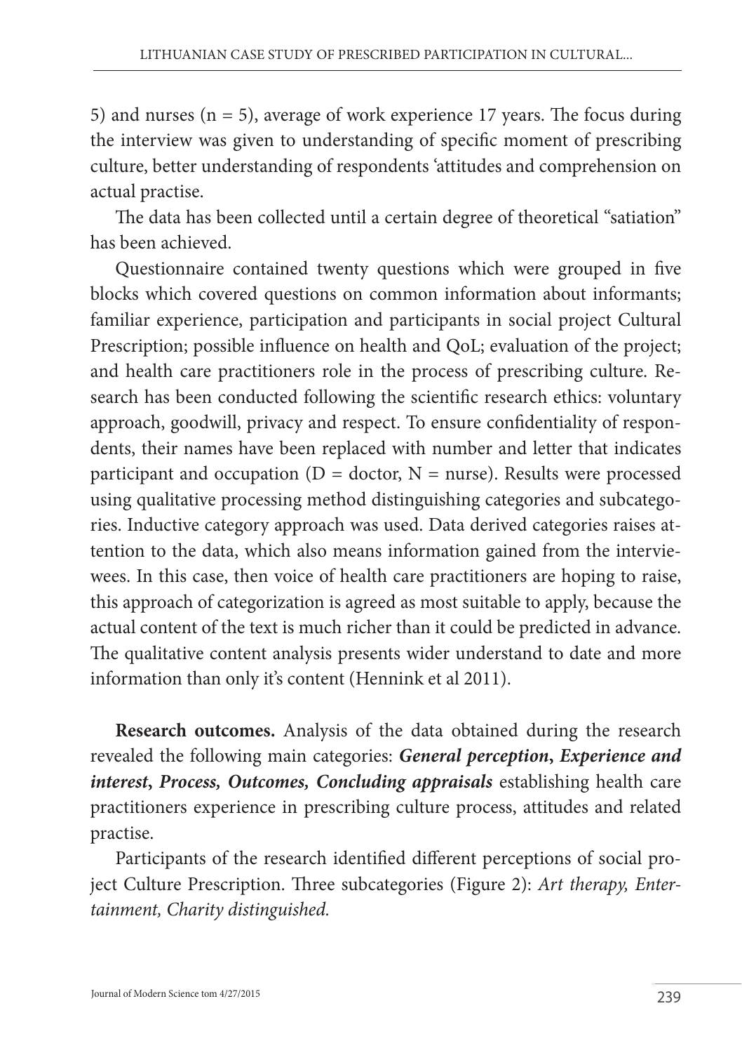5) and nurses (n = 5), average of work experience 17 years. The focus during the interview was given to understanding of specific moment of prescribing culture, better understanding of respondents 'attitudes and comprehension on actual practise.

The data has been collected until a certain degree of theoretical "satiation" has been achieved.

Questionnaire contained twenty questions which were grouped in five blocks which covered questions on common information about informants; familiar experience, participation and participants in social project Cultural Prescription; possible influence on health and QoL; evaluation of the project; and health care practitioners role in the process of prescribing culture. Research has been conducted following the scientific research ethics: voluntary approach, goodwill, privacy and respect. To ensure confidentiality of respondents, their names have been replaced with number and letter that indicates participant and occupation (D = doctor, N = nurse). Results were processed using qualitative processing method distinguishing categories and subcategories. Inductive category approach was used. Data derived categories raises attention to the data, which also means information gained from the interviewees. In this case, then voice of health care practitioners are hoping to raise, this approach of categorization is agreed as most suitable to apply, because the actual content of the text is much richer than it could be predicted in advance. The qualitative content analysis presents wider understand to date and more information than only it's content (Hennink et al 2011).

**Research outcomes.** Analysis of the data obtained during the research revealed the following main categories: ***General perception*, *Experience and interest*, *Process, Outcomes, Concluding appraisals*** establishing health care practitioners experience in prescribing culture process, attitudes and related practise.

Participants of the research identified different perceptions of social project Culture Prescription. Three subcategories (Figure 2): *Art therapy, Entertainment, Charity distinguished.*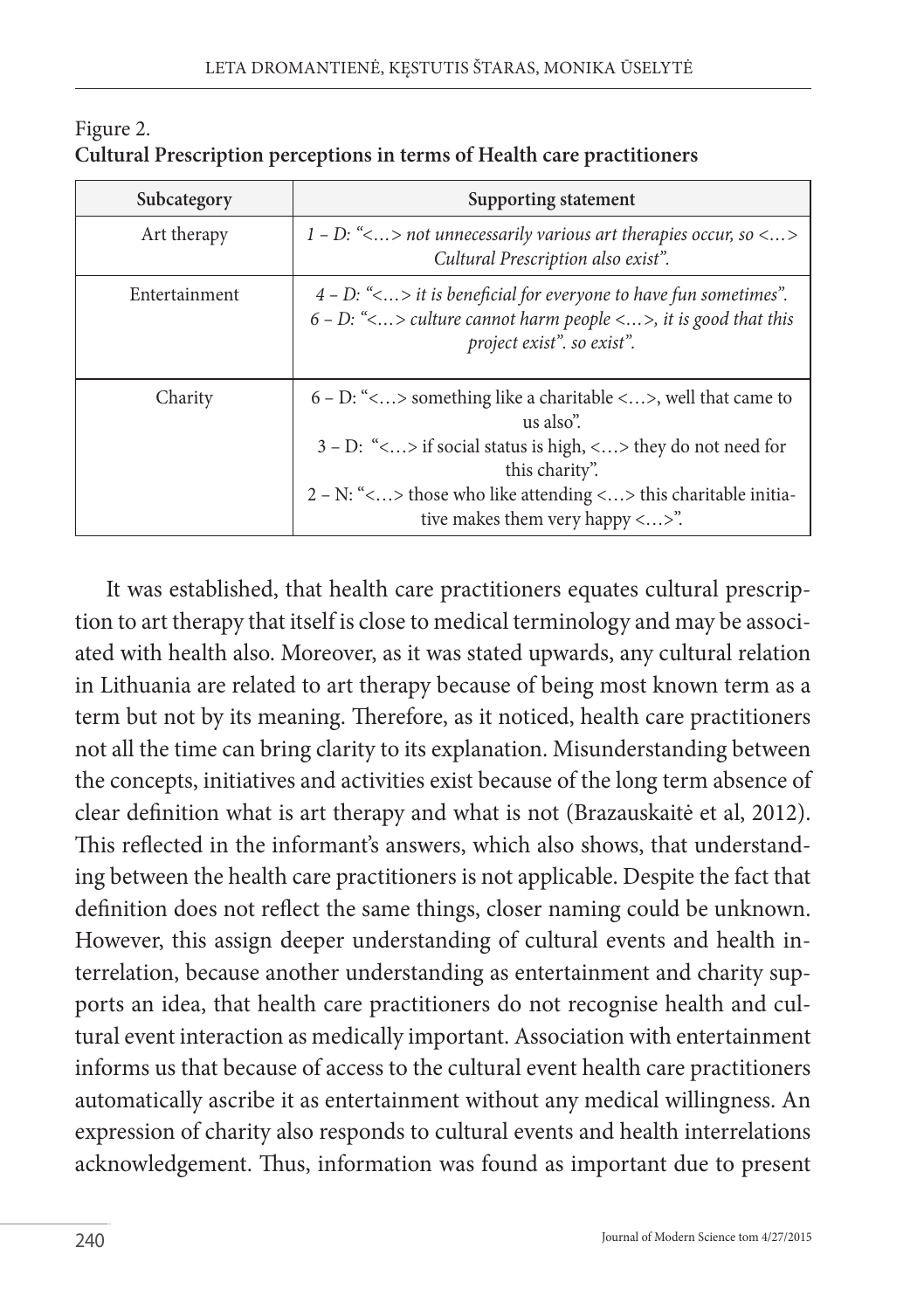Figure 2.
**Cultural Prescription perceptions in terms of Health care practitioners**

| Subcategory | Supporting statement |
|---|---|
| Art therapy | *1 – D: "<…> not unnecessarily various art therapies occur, so <…> Cultural Prescription also exist".* |
| Entertainment | *4 – D: "<…> it is beneficial for everyone to have fun sometimes".* *6 – D: "<…> culture cannot harm people <…>, it is good that this project exist". so exist".* |
| Charity | 6 – D: "<…> something like a charitable <…>, well that came to us also". 3 – D: "<…> if social status is high, <…> they do not need for this charity". 2 – N: "<…> those who like attending <…> this charitable initiative makes them very happy <…>". |

It was established, that health care practitioners equates cultural prescription to art therapy that itself is close to medical terminology and may be associated with health also. Moreover, as it was stated upwards, any cultural relation in Lithuania are related to art therapy because of being most known term as a term but not by its meaning. Therefore, as it noticed, health care practitioners not all the time can bring clarity to its explanation. Misunderstanding between the concepts, initiatives and activities exist because of the long term absence of clear definition what is art therapy and what is not (Brazauskaitė et al, 2012). This reflected in the informant's answers, which also shows, that understanding between the health care practitioners is not applicable. Despite the fact that definition does not reflect the same things, closer naming could be unknown. However, this assign deeper understanding of cultural events and health interrelation, because another understanding as entertainment and charity supports an idea, that health care practitioners do not recognise health and cultural event interaction as medically important. Association with entertainment informs us that because of access to the cultural event health care practitioners automatically ascribe it as entertainment without any medical willingness. An expression of charity also responds to cultural events and health interrelations acknowledgement. Thus, information was found as important due to present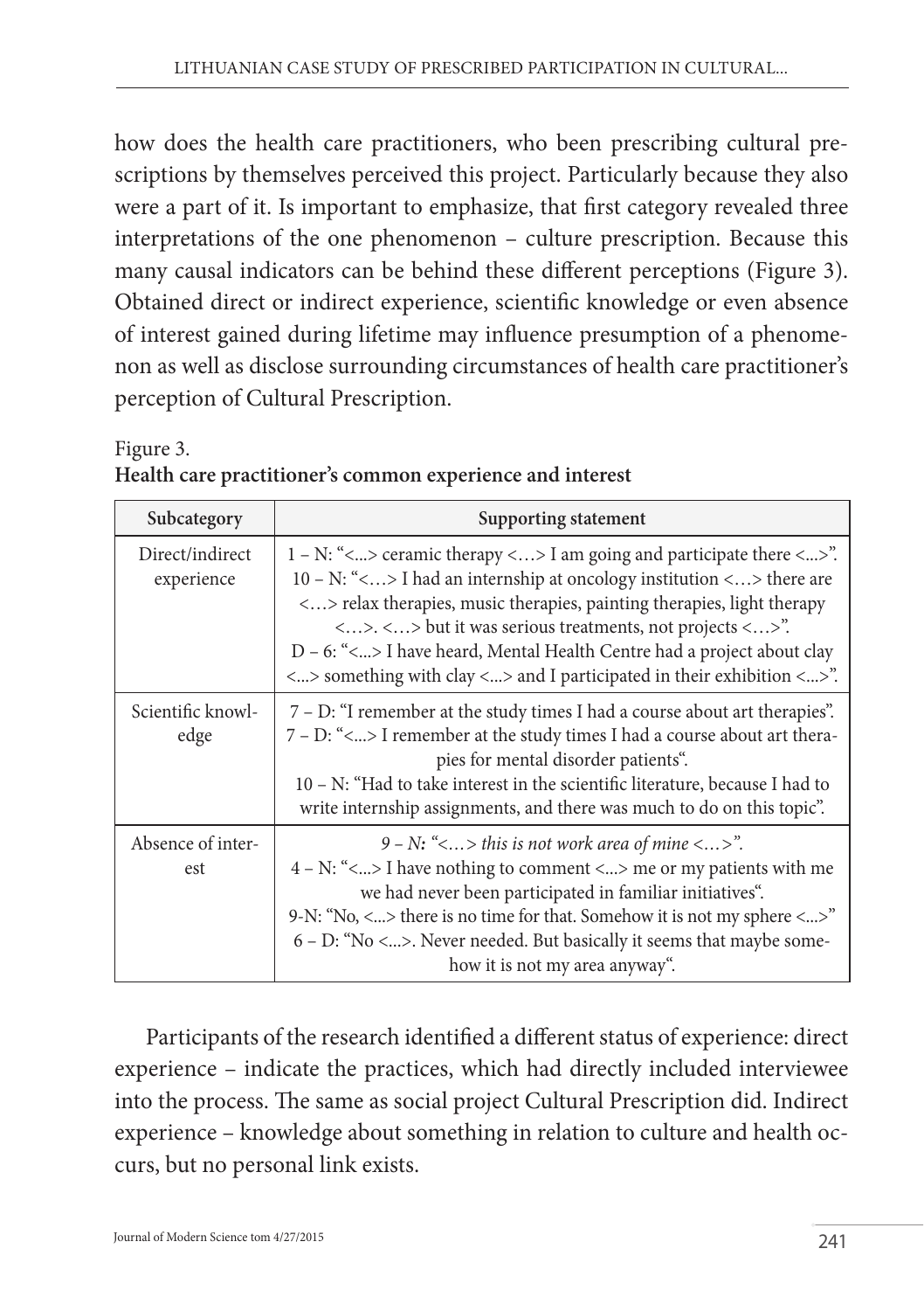how does the health care practitioners, who been prescribing cultural prescriptions by themselves perceived this project. Particularly because they also were a part of it. Is important to emphasize, that first category revealed three interpretations of the one phenomenon – culture prescription. Because this many causal indicators can be behind these different perceptions (Figure 3). Obtained direct or indirect experience, scientific knowledge or even absence of interest gained during lifetime may influence presumption of a phenomenon as well as disclose surrounding circumstances of health care practitioner's perception of Cultural Prescription.

Figure 3.
**Health care practitioner's common experience and interest**

| Subcategory | Supporting statement |
|---|---|
| Direct/indirect experience | 1 – N: "<...> ceramic therapy <…> I am going and participate there <...>". 10 – N: "<…> I had an internship at oncology institution <…> there are <…> relax therapies, music therapies, painting therapies, light therapy <…>. <…> but it was serious treatments, not projects <…>". D – 6: "<...> I have heard, Mental Health Centre had a project about clay <...> something with clay <...> and I participated in their exhibition <...>". |
| Scientific knowledge | 7 – D: "I remember at the study times I had a course about art therapies". 7 – D: "<...> I remember at the study times I had a course about art therapies for mental disorder patients". 10 – N: "Had to take interest in the scientific literature, because I had to write internship assignments, and there was much to do on this topic". |
| Absence of interest | *9 – N: "<…> this is not work area of mine <…>".* 4 – N: "<...> I have nothing to comment <...> me or my patients with me we had never been participated in familiar initiatives". 9-N: "No, <...> there is no time for that. Somehow it is not my sphere <...>" 6 – D: "No <...>. Never needed. But basically it seems that maybe somehow it is not my area anyway". |

Participants of the research identified a different status of experience: direct experience – indicate the practices, which had directly included interviewee into the process. The same as social project Cultural Prescription did. Indirect experience – knowledge about something in relation to culture and health occurs, but no personal link exists.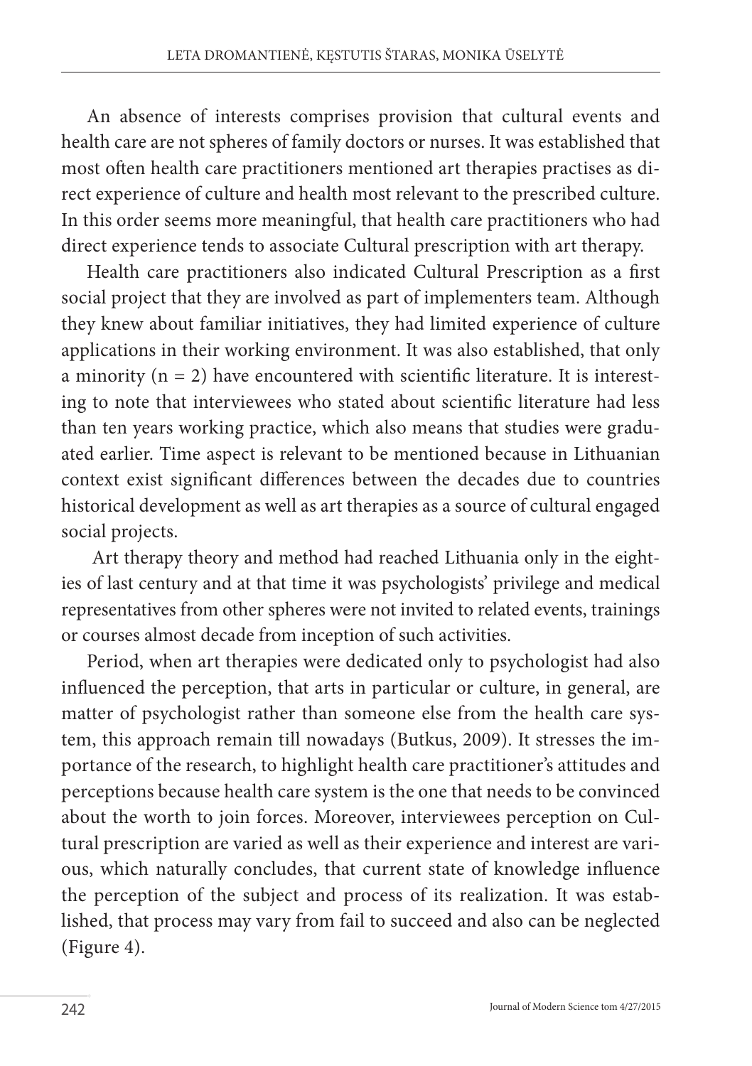An absence of interests comprises provision that cultural events and health care are not spheres of family doctors or nurses. It was established that most often health care practitioners mentioned art therapies practises as direct experience of culture and health most relevant to the prescribed culture. In this order seems more meaningful, that health care practitioners who had direct experience tends to associate Cultural prescription with art therapy.

Health care practitioners also indicated Cultural Prescription as a first social project that they are involved as part of implementers team. Although they knew about familiar initiatives, they had limited experience of culture applications in their working environment. It was also established, that only a minority (n = 2) have encountered with scientific literature. It is interesting to note that interviewees who stated about scientific literature had less than ten years working practice, which also means that studies were graduated earlier. Time aspect is relevant to be mentioned because in Lithuanian context exist significant differences between the decades due to countries historical development as well as art therapies as a source of cultural engaged social projects.

Art therapy theory and method had reached Lithuania only in the eighties of last century and at that time it was psychologists' privilege and medical representatives from other spheres were not invited to related events, trainings or courses almost decade from inception of such activities.

Period, when art therapies were dedicated only to psychologist had also influenced the perception, that arts in particular or culture, in general, are matter of psychologist rather than someone else from the health care system, this approach remain till nowadays (Butkus, 2009). It stresses the importance of the research, to highlight health care practitioner's attitudes and perceptions because health care system is the one that needs to be convinced about the worth to join forces. Moreover, interviewees perception on Cultural prescription are varied as well as their experience and interest are various, which naturally concludes, that current state of knowledge influence the perception of the subject and process of its realization. It was established, that process may vary from fail to succeed and also can be neglected (Figure 4).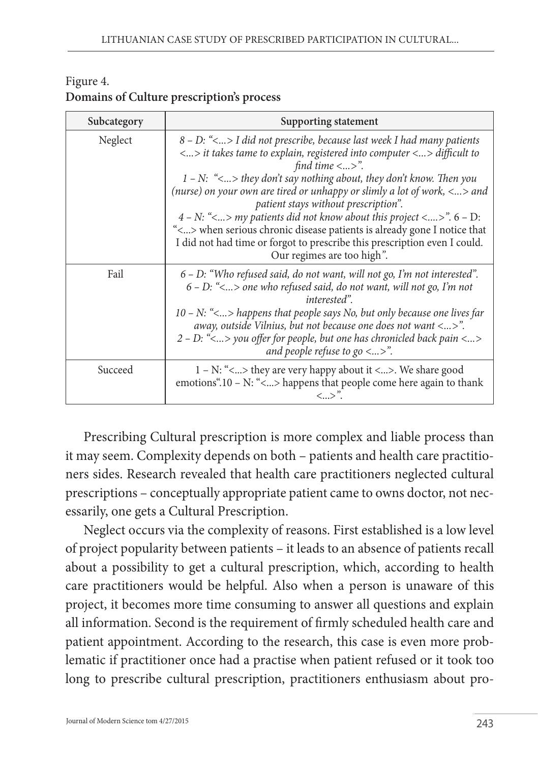Figure 4.
**Domains of Culture prescription's process**

| Subcategory | Supporting statement |
|---|---|
| Neglect | *8 – D: "<...> I did not prescribe, because last week I had many patients <...> it takes tame to explain, registered into computer <...> difficult to find time <...>". 1 – N: "<...> they don't say nothing about, they don't know. Then you (nurse) on your own are tired or unhappy or slimly a lot of work, <...> and patient stays without prescription". 4 – N: "<...> my patients did not know about this project <....>".* 6 – D: "<...> when serious chronic disease patients is already gone I notice that I did not had time or forgot to prescribe this prescription even I could. Our regimes are too high". |
| Fail | *6 – D: "Who refused said, do not want, will not go, I'm not interested". 6 – D: "<...> one who refused said, do not want, will not go, I'm not interested". 10 – N: "<...> happens that people says No, but only because one lives far away, outside Vilnius, but not because one does not want <...>". 2 – D: "<...> you offer for people, but one has chronicled back pain <...> and people refuse to go <...>".* |
| Succeed | 1 – N: "<...> they are very happy about it <...>. We share good emotions".10 – N: "<...> happens that people come here again to thank <...>". |

Prescribing Cultural prescription is more complex and liable process than it may seem. Complexity depends on both – patients and health care practitioners sides. Research revealed that health care practitioners neglected cultural prescriptions – conceptually appropriate patient came to owns doctor, not necessarily, one gets a Cultural Prescription.

Neglect occurs via the complexity of reasons. First established is a low level of project popularity between patients – it leads to an absence of patients recall about a possibility to get a cultural prescription, which, according to health care practitioners would be helpful. Also when a person is unaware of this project, it becomes more time consuming to answer all questions and explain all information. Second is the requirement of firmly scheduled health care and patient appointment. According to the research, this case is even more problematic if practitioner once had a practise when patient refused or it took too long to prescribe cultural prescription, practitioners enthusiasm about pro-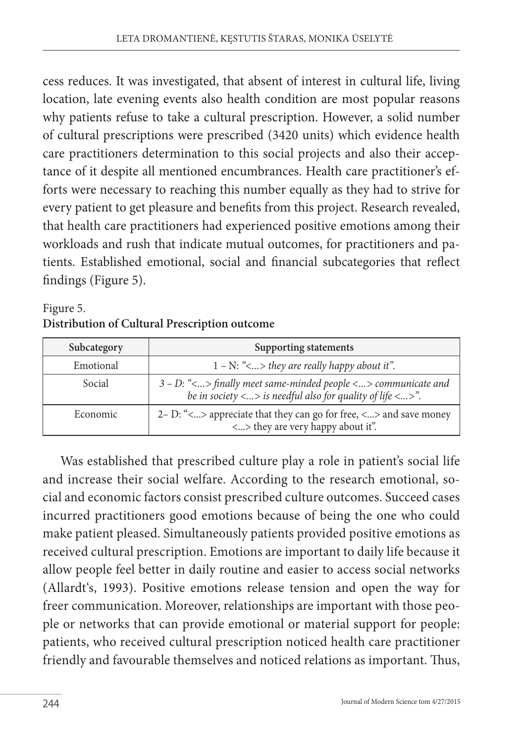cess reduces. It was investigated, that absent of interest in cultural life, living location, late evening events also health condition are most popular reasons why patients refuse to take a cultural prescription. However, a solid number of cultural prescriptions were prescribed (3420 units) which evidence health care practitioners determination to this social projects and also their acceptance of it despite all mentioned encumbrances. Health care practitioner's efforts were necessary to reaching this number equally as they had to strive for every patient to get pleasure and benefits from this project. Research revealed, that health care practitioners had experienced positive emotions among their workloads and rush that indicate mutual outcomes, for practitioners and patients. Established emotional, social and financial subcategories that reflect findings (Figure 5).

Figure 5.
**Distribution of Cultural Prescription outcome**

| Subcategory | Supporting statements |
|---|---|
| Emotional | 1 – N: *"<...> they are really happy about it".* |
| Social | *3 – D: "<...> finally meet same-minded people <...> communicate and be in society <...> is needful also for quality of life <...>".* |
| Economic | 2– D: "<...> appreciate that they can go for free, <...> and save money <...> they are very happy about it". |

Was established that prescribed culture play a role in patient's social life and increase their social welfare. According to the research emotional, social and economic factors consist prescribed culture outcomes. Succeed cases incurred practitioners good emotions because of being the one who could make patient pleased. Simultaneously patients provided positive emotions as received cultural prescription. Emotions are important to daily life because it allow people feel better in daily routine and easier to access social networks (Allardt's, 1993). Positive emotions release tension and open the way for freer communication. Moreover, relationships are important with those people or networks that can provide emotional or material support for people: patients, who received cultural prescription noticed health care practitioner friendly and favourable themselves and noticed relations as important. Thus,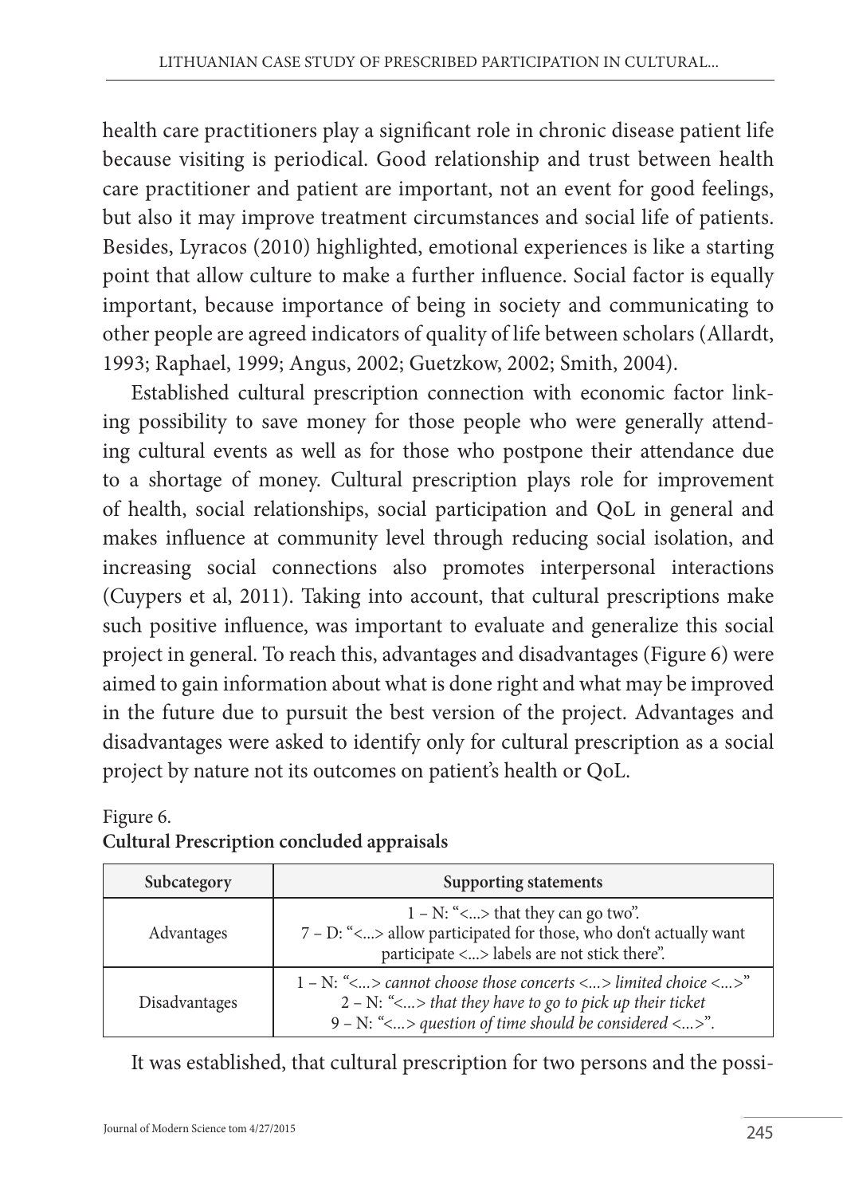health care practitioners play a significant role in chronic disease patient life because visiting is periodical. Good relationship and trust between health care practitioner and patient are important, not an event for good feelings, but also it may improve treatment circumstances and social life of patients. Besides, Lyracos (2010) highlighted, emotional experiences is like a starting point that allow culture to make a further influence. Social factor is equally important, because importance of being in society and communicating to other people are agreed indicators of quality of life between scholars (Allardt, 1993; Raphael, 1999; Angus, 2002; Guetzkow, 2002; Smith, 2004).

Established cultural prescription connection with economic factor linking possibility to save money for those people who were generally attending cultural events as well as for those who postpone their attendance due to a shortage of money. Cultural prescription plays role for improvement of health, social relationships, social participation and QoL in general and makes influence at community level through reducing social isolation, and increasing social connections also promotes interpersonal interactions (Cuypers et al, 2011). Taking into account, that cultural prescriptions make such positive influence, was important to evaluate and generalize this social project in general. To reach this, advantages and disadvantages (Figure 6) were aimed to gain information about what is done right and what may be improved in the future due to pursuit the best version of the project. Advantages and disadvantages were asked to identify only for cultural prescription as a social project by nature not its outcomes on patient's health or QoL.

Figure 6.
**Cultural Prescription concluded appraisals**

| Subcategory | Supporting statements |
|---|---|
| Advantages | 1 – N: "<...> that they can go two".<br>7 – D: "<...> allow participated for those, who don't actually want participate <...> labels are not stick there". |
| Disadvantages | 1 – N: "<...> *cannot choose those concerts <...> limited choice <...>*"<br>2 – N: "*<...> that they have to go to pick up their ticket*<br>9 – N: "*<...> question of time should be considered <...>*". |

It was established, that cultural prescription for two persons and the possi-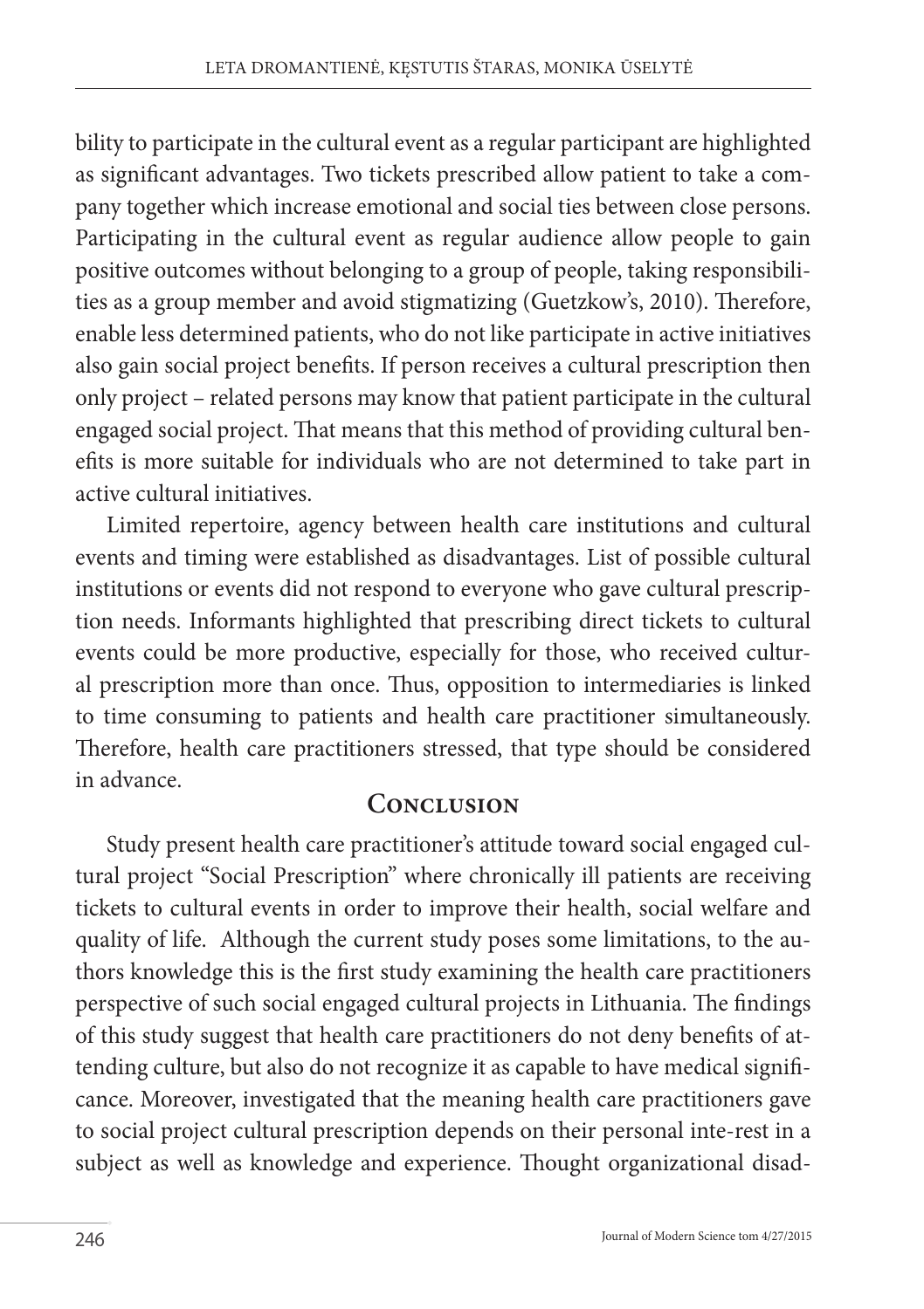bility to participate in the cultural event as a regular participant are highlighted as significant advantages. Two tickets prescribed allow patient to take a company together which increase emotional and social ties between close persons. Participating in the cultural event as regular audience allow people to gain positive outcomes without belonging to a group of people, taking responsibilities as a group member and avoid stigmatizing (Guetzkow's, 2010). Therefore, enable less determined patients, who do not like participate in active initiatives also gain social project benefits. If person receives a cultural prescription then only project – related persons may know that patient participate in the cultural engaged social project. That means that this method of providing cultural benefits is more suitable for individuals who are not determined to take part in active cultural initiatives.

Limited repertoire, agency between health care institutions and cultural events and timing were established as disadvantages. List of possible cultural institutions or events did not respond to everyone who gave cultural prescription needs. Informants highlighted that prescribing direct tickets to cultural events could be more productive, especially for those, who received cultural prescription more than once. Thus, opposition to intermediaries is linked to time consuming to patients and health care practitioner simultaneously. Therefore, health care practitioners stressed, that type should be considered in advance.

## Conclusion

Study present health care practitioner's attitude toward social engaged cultural project "Social Prescription" where chronically ill patients are receiving tickets to cultural events in order to improve their health, social welfare and quality of life. Although the current study poses some limitations, to the authors knowledge this is the first study examining the health care practitioners perspective of such social engaged cultural projects in Lithuania. The findings of this study suggest that health care practitioners do not deny benefits of attending culture, but also do not recognize it as capable to have medical significance. Moreover, investigated that the meaning health care practitioners gave to social project cultural prescription depends on their personal inte-rest in a subject as well as knowledge and experience. Thought organizational disad-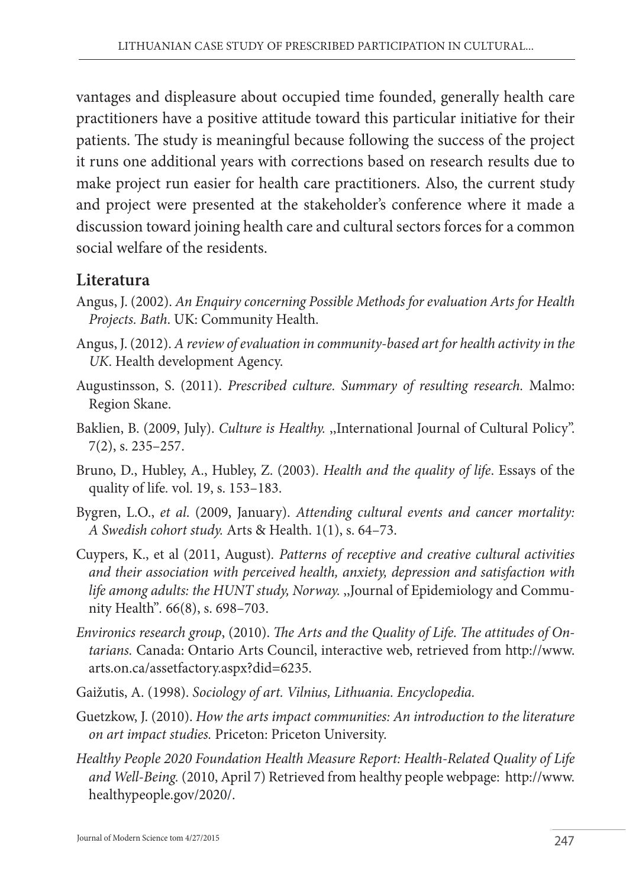vantages and displeasure about occupied time founded, generally health care practitioners have a positive attitude toward this particular initiative for their patients. The study is meaningful because following the success of the project it runs one additional years with corrections based on research results due to make project run easier for health care practitioners. Also, the current study and project were presented at the stakeholder's conference where it made a discussion toward joining health care and cultural sectors forces for a common social welfare of the residents.

## Literatura

Angus, J. (2002). *An Enquiry concerning Possible Methods for evaluation Arts for Health Projects. Bath*. UK: Community Health.

Angus, J. (2012). *A review of evaluation in community-based art for health activity in the UK*. Health development Agency.

Augustinsson, S. (2011). *Prescribed culture. Summary of resulting research*. Malmo: Region Skane.

Baklien, B. (2009, July). *Culture is Healthy.* „International Journal of Cultural Policy". 7(2), s. 235–257.

Bruno, D., Hubley, A., Hubley, Z. (2003). *Health and the quality of life*. Essays of the quality of life. vol. 19, s. 153–183.

Bygren, L.O., *et al*. (2009, January). *Attending cultural events and cancer mortality: A Swedish cohort study.* Arts & Health. 1(1), s. 64–73.

Cuypers, K., et al (2011, August). *Patterns of receptive and creative cultural activities and their association with perceived health, anxiety, depression and satisfaction with life among adults: the HUNT study, Norway.* „Journal of Epidemiology and Community Health". 66(8), s. 698–703.

*Environics research group*, (2010). *The Arts and the Quality of Life. The attitudes of Ontarians.* Canada: Ontario Arts Council, interactive web, retrieved from http://www.arts.on.ca/assetfactory.aspx?did=6235.

Gaižutis, A. (1998). *Sociology of art. Vilnius, Lithuania. Encyclopedia.*

Guetzkow, J. (2010). *How the arts impact communities: An introduction to the literature on art impact studies.* Priceton: Priceton University.

*Healthy People 2020 Foundation Health Measure Report: Health-Related Quality of Life and Well-Being.* (2010, April 7) Retrieved from healthy people webpage: http://www.healthypeople.gov/2020/.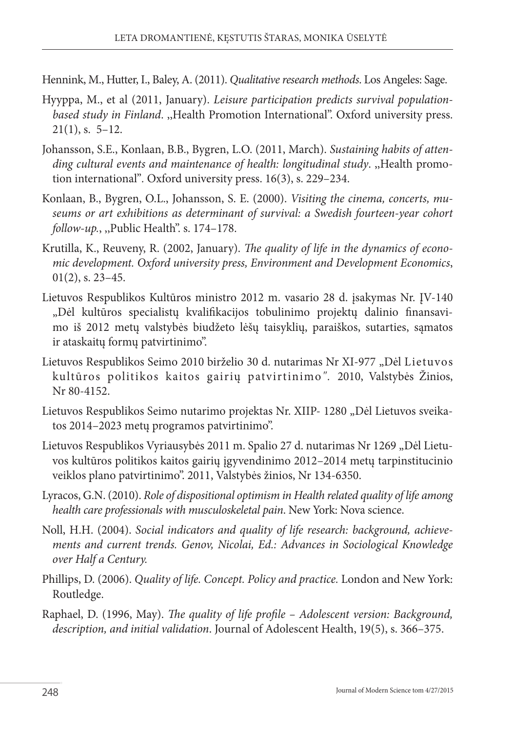Hennink, M., Hutter, I., Baley, A. (2011). *Qualitative research methods*. Los Angeles: Sage.

Hyyppa, M., et al (2011, January). *Leisure participation predicts survival population-based study in Finland*. ,,Health Promotion International". Oxford university press. 21(1), s. 5–12.

Johansson, S.E., Konlaan, B.B., Bygren, L.O. (2011, March). *Sustaining habits of attending cultural events and maintenance of health: longitudinal study*. ,,Health promotion international". Oxford university press. 16(3), s. 229–234.

Konlaan, B., Bygren, O.L., Johansson, S. E. (2000). *Visiting the cinema, concerts, museums or art exhibitions as determinant of survival: a Swedish fourteen-year cohort follow-up.*, ,,Public Health". s. 174–178.

Krutilla, K., Reuveny, R. (2002, January). *The quality of life in the dynamics of economic development. Oxford university press, Environment and Development Economics*, 01(2), s. 23–45.

Lietuvos Respublikos Kultūros ministro 2012 m. vasario 28 d. įsakymas Nr. ĮV-140 „Dėl kultūros specialistų kvalifikacijos tobulinimo projektų dalinio finansavimo iš 2012 metų valstybės biudžeto lėšų taisyklių, paraiškos, sutarties, sąmatos ir ataskaitų formų patvirtinimo".

Lietuvos Respublikos Seimo 2010 birželio 30 d. nutarimas Nr XI-977 „Dėl Lietuvos kultūros politikos kaitos gairių patvirtinimo". 2010, Valstybės Žinios, Nr 80-4152.

Lietuvos Respublikos Seimo nutarimo projektas Nr. XIIP- 1280 „Dėl Lietuvos sveikatos 2014–2023 metų programos patvirtinimo".

Lietuvos Respublikos Vyriausybės 2011 m. Spalio 27 d. nutarimas Nr 1269 „Dėl Lietuvos kultūros politikos kaitos gairių įgyvendinimo 2012–2014 metų tarpinstitucinio veiklos plano patvirtinimo". 2011, Valstybės žinios, Nr 134-6350.

Lyracos, G.N. (2010). *Role of dispositional optimism in Health related quality of life among health care professionals with musculoskeletal pain*. New York: Nova science.

Noll, H.H. (2004). *Social indicators and quality of life research: background, achievements and current trends. Genov, Nicolai, Ed.: Advances in Sociological Knowledge over Half a Century.*

Phillips, D. (2006). *Quality of life. Concept. Policy and practice.* London and New York: Routledge.

Raphael, D. (1996, May). *The quality of life profile – Adolescent version: Background, description, and initial validation*. Journal of Adolescent Health, 19(5), s. 366–375.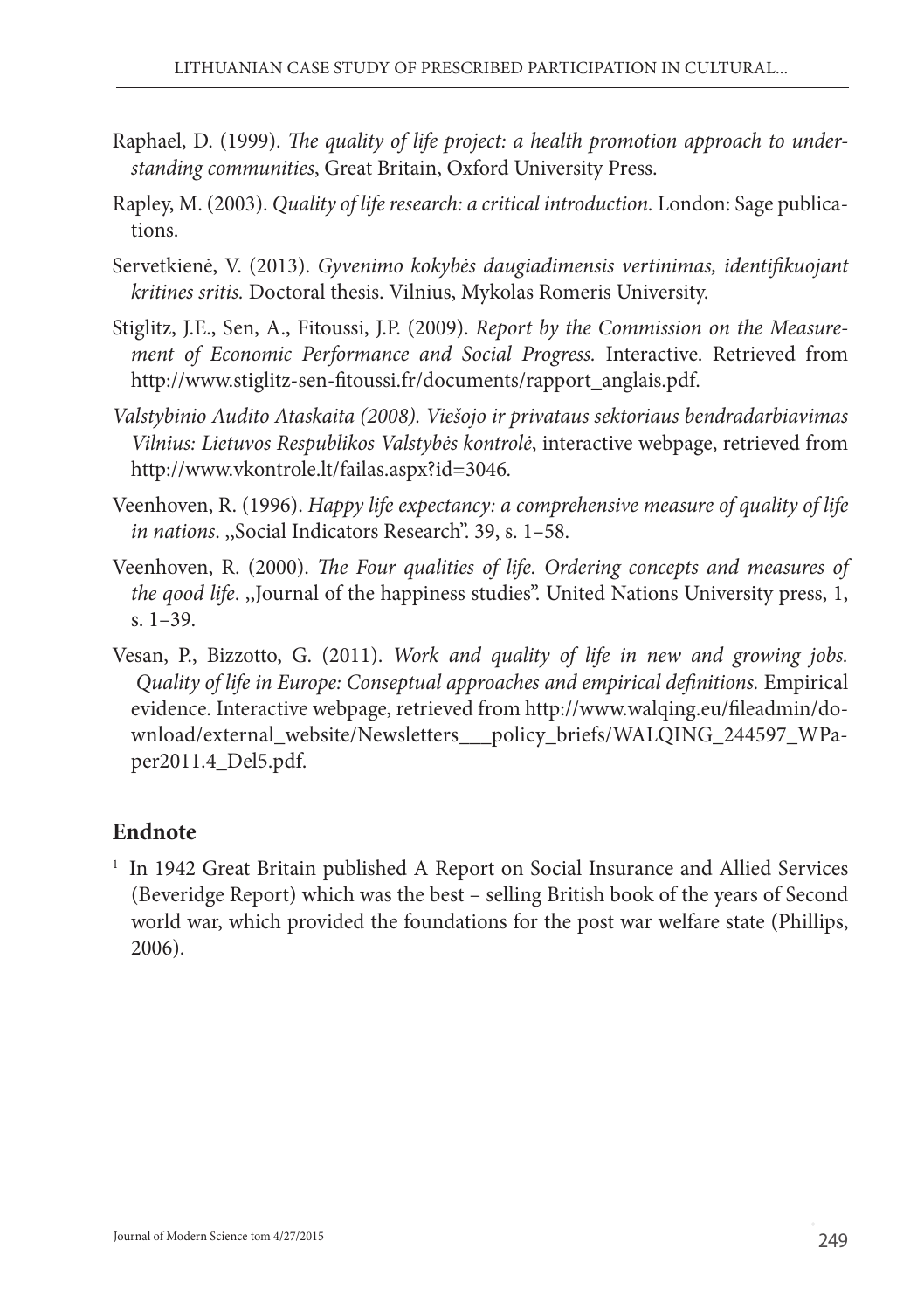Raphael, D. (1999). *The quality of life project: a health promotion approach to understanding communities*, Great Britain, Oxford University Press.

Rapley, M. (2003). *Quality of life research: a critical introduction.* London: Sage publications.

Servetkienė, V. (2013). *Gyvenimo kokybės daugiadimensis vertinimas, identifikuojant kritines sritis.* Doctoral thesis. Vilnius, Mykolas Romeris University.

Stiglitz, J.E., Sen, A., Fitoussi, J.P. (2009). *Report by the Commission on the Measurement of Economic Performance and Social Progress.* Interactive. Retrieved from http://www.stiglitz-sen-fitoussi.fr/documents/rapport_anglais.pdf.

*Valstybinio Audito Ataskaita (2008). Viešojo ir privataus sektoriaus bendradarbiavimas Vilnius: Lietuvos Respublikos Valstybės kontrolė*, interactive webpage, retrieved from http://www.vkontrole.lt/failas.aspx?id=3046*.*

Veenhoven, R. (1996). *Happy life expectancy: a comprehensive measure of quality of life in nations*. „Social Indicators Research". 39, s. 1–58.

Veenhoven, R. (2000). *The Four qualities of life. Ordering concepts and measures of the qood life*. „Journal of the happiness studies". United Nations University press, 1, s. 1–39.

Vesan, P., Bizzotto, G. (2011). *Work and quality of life in new and growing jobs. Quality of life in Europe: Conseptual approaches and empirical definitions.* Empirical evidence. Interactive webpage, retrieved from http://www.walqing.eu/fileadmin/download/external_website/Newsletters___policy_briefs/WALQING_244597_WPaper2011.4_Del5.pdf.

## Endnote

[1] In 1942 Great Britain published A Report on Social Insurance and Allied Services (Beveridge Report) which was the best – selling British book of the years of Second world war, which provided the foundations for the post war welfare state (Phillips, 2006).